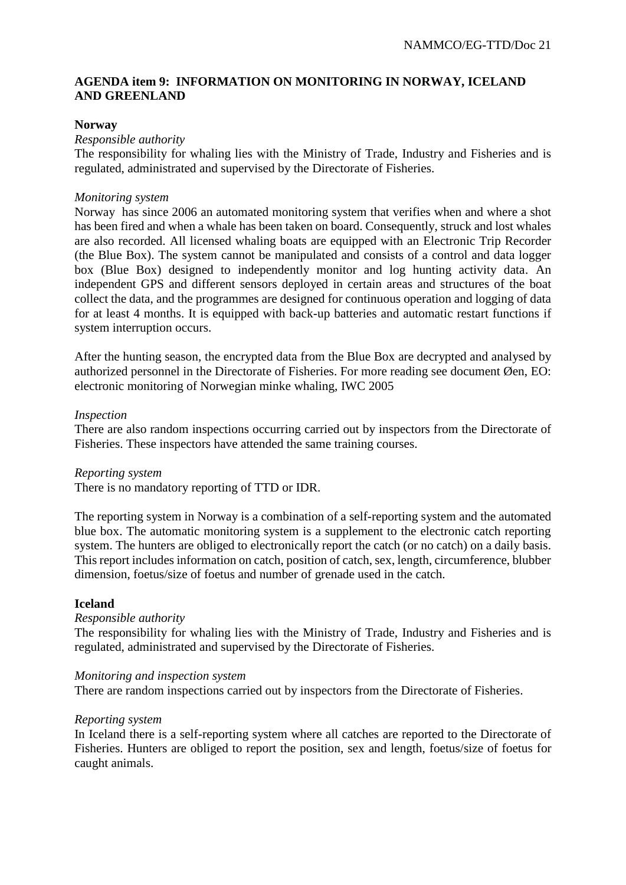**AGENDA item 9: INFORMATION ON MONITORING IN NORWAY, ICELAND AND GREENLAND**

**Norway**

*Responsible authority*

The responsibility for whaling lies with the Ministry of Trade, Industry and Fisheries and is regulated, administrated and supervised by the Directorate of Fisheries.

*Monitoring system*

Norway has since 2006 an automated monitoring system that verifies when and where a shot has been fired and when a whale has been taken on board. Consequently, struck and lost whales are also recorded. All licensed whaling boats are equipped with an Electronic Trip Recorder (the Blue Box). The system cannot be manipulated and consists of a control and data logger box (Blue Box) designed to independently monitor and log hunting activity data. An independent GPS and different sensors deployed in certain areas and structures of the boat collect the data, and the programmes are designed for continuous operation and logging of data for at least 4 months. It is equipped with back-up batteries and automatic restart functions if system interruption occurs.

After the hunting season, the encrypted data from the Blue Box are decrypted and analysed by authorized personnel in the Directorate of Fisheries. For more reading see document Øen, EO: electronic monitoring of Norwegian minke whaling, IWC 2005

*Inspection*

There are also random inspections occurring carried out by inspectors from the Directorate of Fisheries. These inspectors have attended the same training courses.

*Reporting system*

There is no mandatory reporting of TTD or IDR.

The reporting system in Norway is a combination of a self-reporting system and the automated blue box. The automatic monitoring system is a supplement to the electronic catch reporting system. The hunters are obliged to electronically report the catch (or no catch) on a daily basis. This report includes information on catch, position of catch, sex, length, circumference, blubber dimension, foetus/size of foetus and number of grenade used in the catch.

**Iceland**

*Responsible authority*

The responsibility for whaling lies with the Ministry of Trade, Industry and Fisheries and is regulated, administrated and supervised by the Directorate of Fisheries.

*Monitoring and inspection system*

There are random inspections carried out by inspectors from the Directorate of Fisheries.

*Reporting system*

In Iceland there is a self-reporting system where all catches are reported to the Directorate of Fisheries. Hunters are obliged to report the position, sex and length, foetus/size of foetus for caught animals.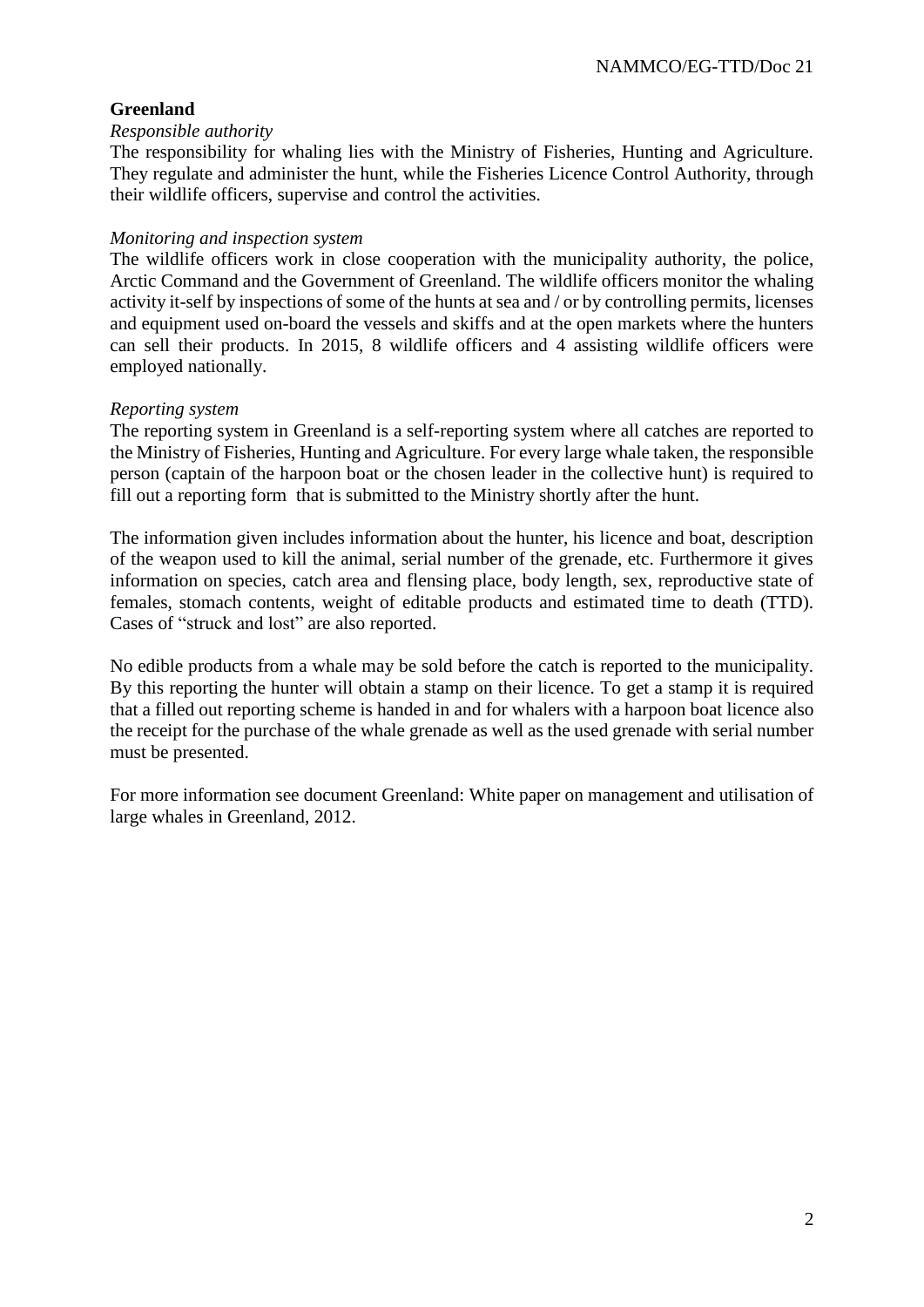**Greenland**

*Responsible authority*

The responsibility for whaling lies with the Ministry of Fisheries, Hunting and Agriculture. They regulate and administer the hunt, while the Fisheries Licence Control Authority, through their wildlife officers, supervise and control the activities.

*Monitoring and inspection system*

The wildlife officers work in close cooperation with the municipality authority, the police, Arctic Command and the Government of Greenland. The wildlife officers monitor the whaling activity it-self by inspections of some of the hunts at sea and / or by controlling permits, licenses and equipment used on-board the vessels and skiffs and at the open markets where the hunters can sell their products. In 2015, 8 wildlife officers and 4 assisting wildlife officers were employed nationally.

*Reporting system*

The reporting system in Greenland is a self-reporting system where all catches are reported to the Ministry of Fisheries, Hunting and Agriculture. For every large whale taken, the responsible person (captain of the harpoon boat or the chosen leader in the collective hunt) is required to fill out a reporting form that is submitted to the Ministry shortly after the hunt.

The information given includes information about the hunter, his licence and boat, description of the weapon used to kill the animal, serial number of the grenade, etc. Furthermore it gives information on species, catch area and flensing place, body length, sex, reproductive state of females, stomach contents, weight of editable products and estimated time to death (TTD). Cases of "struck and lost" are also reported.

No edible products from a whale may be sold before the catch is reported to the municipality. By this reporting the hunter will obtain a stamp on their licence. To get a stamp it is required that a filled out reporting scheme is handed in and for whalers with a harpoon boat licence also the receipt for the purchase of the whale grenade as well as the used grenade with serial number must be presented.

For more information see document Greenland: White paper on management and utilisation of large whales in Greenland, 2012.